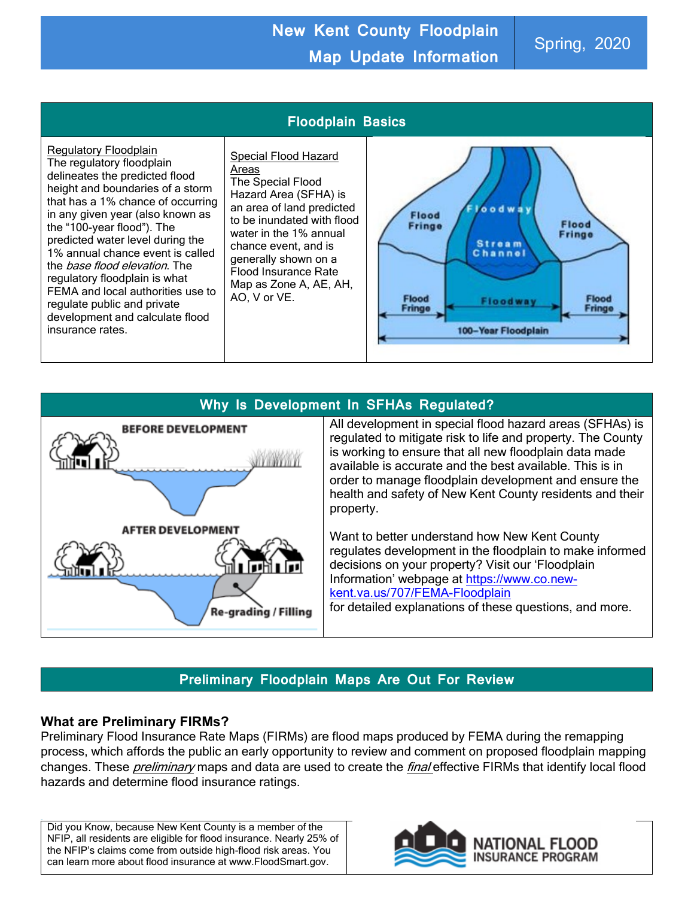# New Kent County Floodplain Map Update Information

Spring, 2020

## Floodplain Basics

**Regulatory Floodplain**
The regulatory floodplain delineates the predicted flood height and boundaries of a storm that has a 1% chance of occurring in any given year (also known as the "100-year flood"). The predicted water level during the 1% annual chance event is called the *base flood elevation*. The regulatory floodplain is what FEMA and local authorities use to regulate public and private development and calculate flood insurance rates.

**Special Flood Hazard Areas**
The Special Flood Hazard Area (SFHA) is an area of land predicted to be inundated with flood water in the 1% annual chance event, and is generally shown on a Flood Insurance Rate Map as Zone A, AE, AH, AO, V or VE.

## Why Is Development In SFHAs Regulated?

All development in special flood hazard areas (SFHAs) is regulated to mitigate risk to life and property. The County is working to ensure that all new floodplain data made available is accurate and the best available. This is in order to manage floodplain development and ensure the health and safety of New Kent County residents and their property.

Want to better understand how New Kent County regulates development in the floodplain to make informed decisions on your property? Visit our 'Floodplain Information' webpage at https://www.co.new-kent.va.us/707/FEMA-Floodplain for detailed explanations of these questions, and more.

## Preliminary Floodplain Maps Are Out For Review

### What are Preliminary FIRMs?

Preliminary Flood Insurance Rate Maps (FIRMs) are flood maps produced by FEMA during the remapping process, which affords the public an early opportunity to review and comment on proposed floodplain mapping changes. These *preliminary* maps and data are used to create the *final* effective FIRMs that identify local flood hazards and determine flood insurance ratings.

Did you Know, because New Kent County is a member of the NFIP, all residents are eligible for flood insurance. Nearly 25% of the NFIP's claims come from outside high-flood risk areas. You can learn more about flood insurance at www.FloodSmart.gov.

NATIONAL FLOOD INSURANCE PROGRAM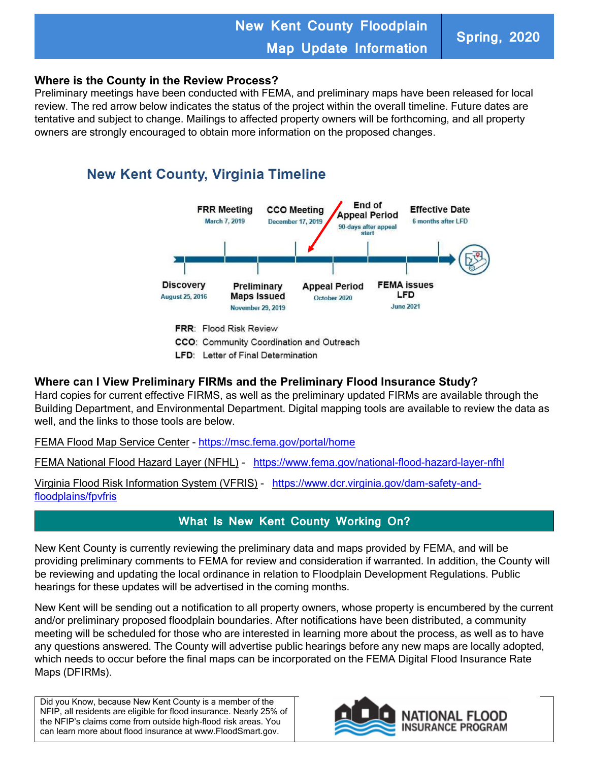# New Kent County Floodplain Map Update Information

**Spring, 2020**

## Where is the County in the Review Process?

Preliminary meetings have been conducted with FEMA, and preliminary maps have been released for local review. The red arrow below indicates the status of the project within the overall timeline. Future dates are tentative and subject to change. Mailings to affected property owners will be forthcoming, and all property owners are strongly encouraged to obtain more information on the proposed changes.

### New Kent County, Virginia Timeline

- **Discovery** – August 25, 2016
- **FRR Meeting** – March 7, 2019
- **Preliminary Maps Issued** – November 29, 2019
- **CCO Meeting** – December 17, 2019
- **Appeal Period** – October 2020
- **End of Appeal Period** – 90-days after appeal start
- **FEMA issues LFD** – June 2021
- **Effective Date** – 6 months after LFD

**FRR**: Flood Risk Review
**CCO**: Community Coordination and Outreach
**LFD**: Letter of Final Determination

## Where can I View Preliminary FIRMs and the Preliminary Flood Insurance Study?

Hard copies for current effective FIRMS, as well as the preliminary updated FIRMs are available through the Building Department, and Environmental Department. Digital mapping tools are available to review the data as well, and the links to those tools are below.

FEMA Flood Map Service Center - https://msc.fema.gov/portal/home

FEMA National Flood Hazard Layer (NFHL) - https://www.fema.gov/national-flood-hazard-layer-nfhl

Virginia Flood Risk Information System (VFRIS) - https://www.dcr.virginia.gov/dam-safety-and-floodplains/fpvfris

## What Is New Kent County Working On?

New Kent County is currently reviewing the preliminary data and maps provided by FEMA, and will be providing preliminary comments to FEMA for review and consideration if warranted. In addition, the County will be reviewing and updating the local ordinance in relation to Floodplain Development Regulations. Public hearings for these updates will be advertised in the coming months.

New Kent will be sending out a notification to all property owners, whose property is encumbered by the current and/or preliminary proposed floodplain boundaries. After notifications have been distributed, a community meeting will be scheduled for those who are interested in learning more about the process, as well as to have any questions answered. The County will advertise public hearings before any new maps are locally adopted, which needs to occur before the final maps can be incorporated on the FEMA Digital Flood Insurance Rate Maps (DFIRMs).

Did you Know, because New Kent County is a member of the NFIP, all residents are eligible for flood insurance. Nearly 25% of the NFIP's claims come from outside high-flood risk areas. You can learn more about flood insurance at www.FloodSmart.gov.

NATIONAL FLOOD INSURANCE PROGRAM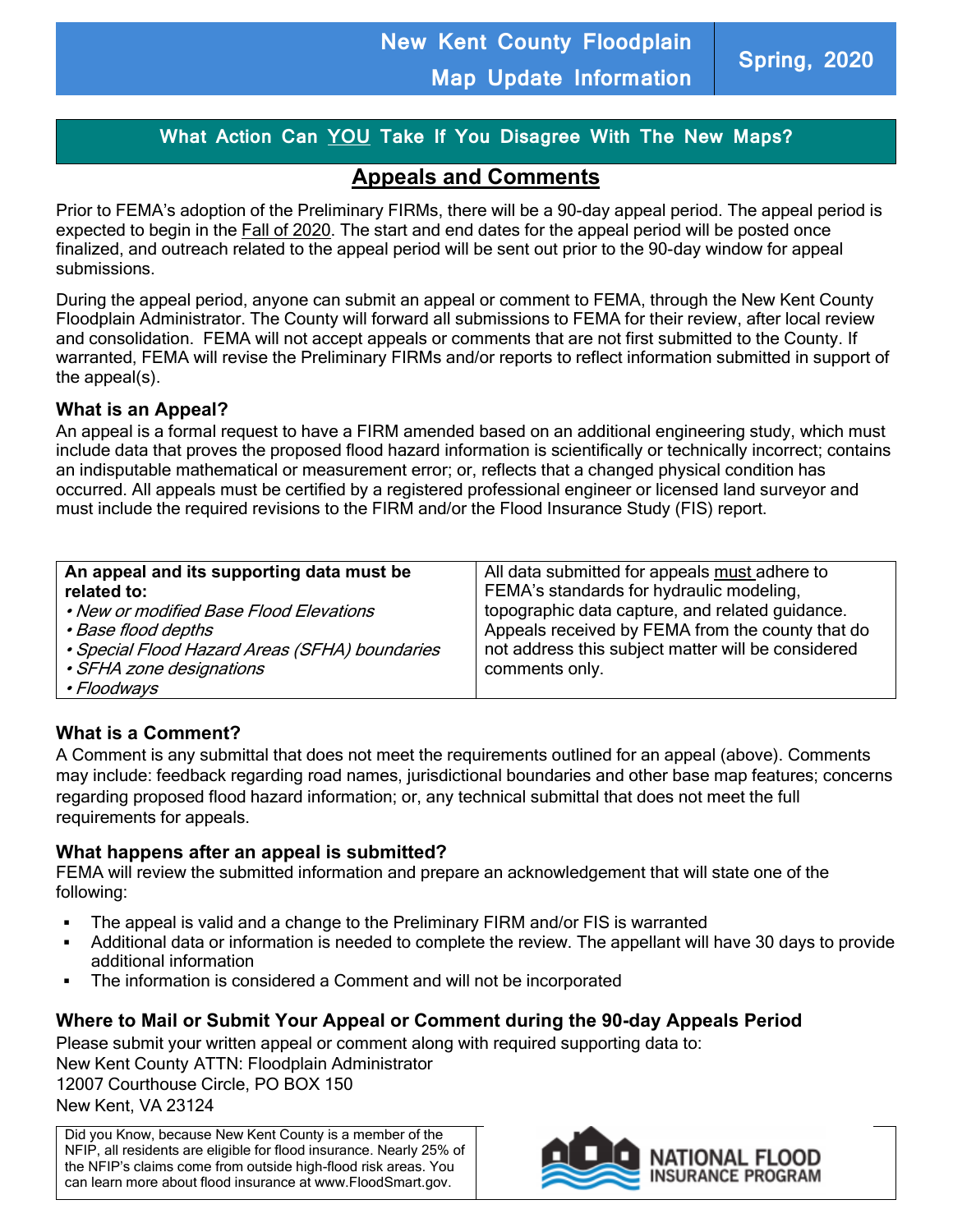# New Kent County Floodplain Map Update Information

**Spring, 2020**

## What Action Can YOU Take If You Disagree With The New Maps?

## Appeals and Comments

Prior to FEMA's adoption of the Preliminary FIRMs, there will be a 90-day appeal period. The appeal period is expected to begin in the Fall of 2020. The start and end dates for the appeal period will be posted once finalized, and outreach related to the appeal period will be sent out prior to the 90-day window for appeal submissions.

During the appeal period, anyone can submit an appeal or comment to FEMA, through the New Kent County Floodplain Administrator. The County will forward all submissions to FEMA for their review, after local review and consolidation. FEMA will not accept appeals or comments that are not first submitted to the County. If warranted, FEMA will revise the Preliminary FIRMs and/or reports to reflect information submitted in support of the appeal(s).

### What is an Appeal?

An appeal is a formal request to have a FIRM amended based on an additional engineering study, which must include data that proves the proposed flood hazard information is scientifically or technically incorrect; contains an indisputable mathematical or measurement error; or, reflects that a changed physical condition has occurred. All appeals must be certified by a registered professional engineer or licensed land surveyor and must include the required revisions to the FIRM and/or the Flood Insurance Study (FIS) report.

| **An appeal and its supporting data must be related to:** | All data submitted for appeals must adhere to FEMA's standards for hydraulic modeling, topographic data capture, and related guidance. Appeals received by FEMA from the county that do not address this subject matter will be considered comments only. |
|---|---|
| • *New or modified Base Flood Elevations*<br>• *Base flood depths*<br>• *Special Flood Hazard Areas (SFHA) boundaries*<br>• *SFHA zone designations*<br>• *Floodways* | |

### What is a Comment?

A Comment is any submittal that does not meet the requirements outlined for an appeal (above). Comments may include: feedback regarding road names, jurisdictional boundaries and other base map features; concerns regarding proposed flood hazard information; or, any technical submittal that does not meet the full requirements for appeals.

### What happens after an appeal is submitted?

FEMA will review the submitted information and prepare an acknowledgement that will state one of the following:

- The appeal is valid and a change to the Preliminary FIRM and/or FIS is warranted
- Additional data or information is needed to complete the review. The appellant will have 30 days to provide additional information
- The information is considered a Comment and will not be incorporated

### Where to Mail or Submit Your Appeal or Comment during the 90-day Appeals Period

Please submit your written appeal or comment along with required supporting data to:
New Kent County ATTN: Floodplain Administrator
12007 Courthouse Circle, PO BOX 150
New Kent, VA 23124

Did you Know, because New Kent County is a member of the NFIP, all residents are eligible for flood insurance. Nearly 25% of the NFIP's claims come from outside high-flood risk areas. You can learn more about flood insurance at www.FloodSmart.gov.

NATIONAL FLOOD INSURANCE PROGRAM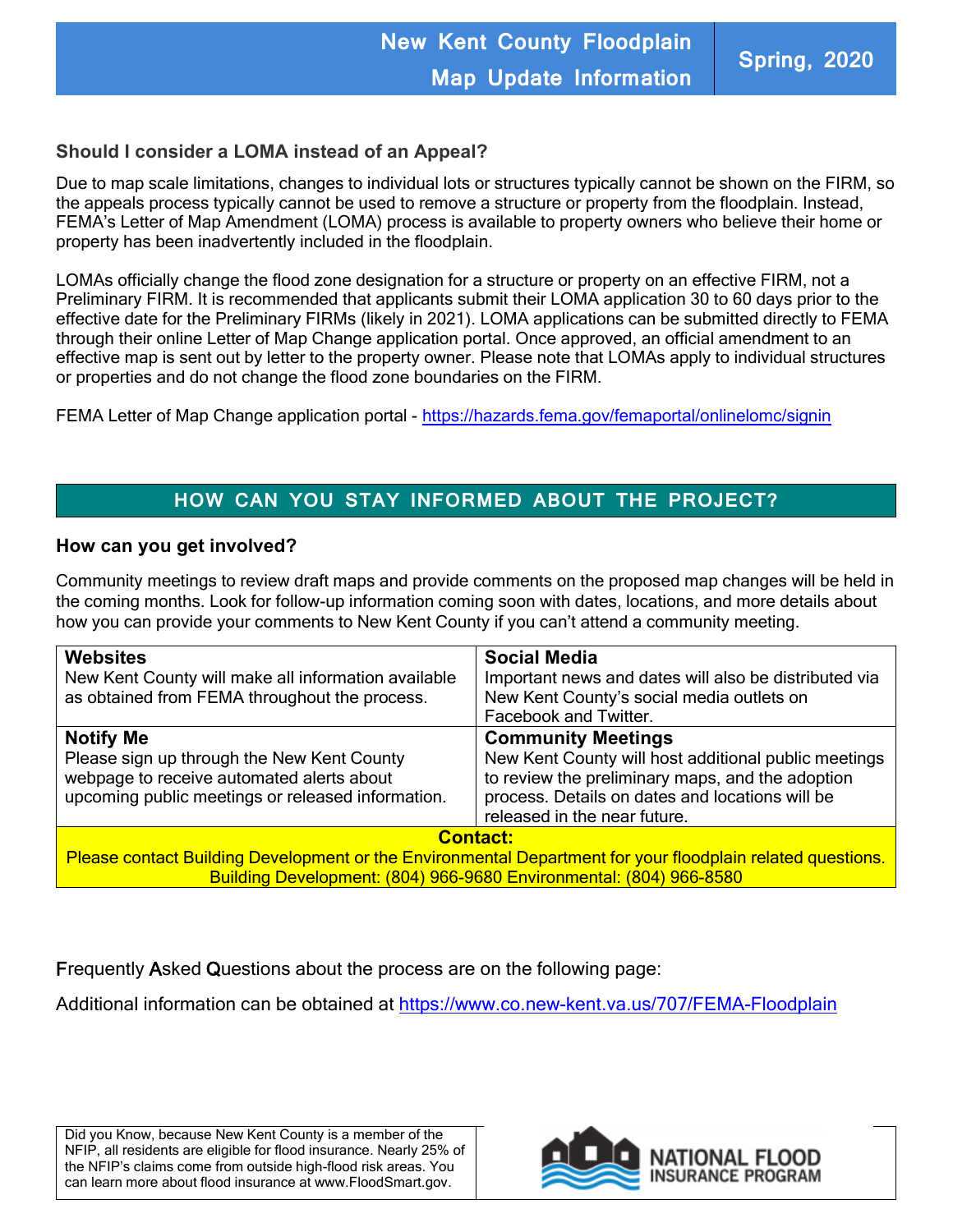# New Kent County Floodplain Map Update Information

**Spring, 2020**

### Should I consider a LOMA instead of an Appeal?

Due to map scale limitations, changes to individual lots or structures typically cannot be shown on the FIRM, so the appeals process typically cannot be used to remove a structure or property from the floodplain. Instead, FEMA's Letter of Map Amendment (LOMA) process is available to property owners who believe their home or property has been inadvertently included in the floodplain.

LOMAs officially change the flood zone designation for a structure or property on an effective FIRM, not a Preliminary FIRM. It is recommended that applicants submit their LOMA application 30 to 60 days prior to the effective date for the Preliminary FIRMs (likely in 2021). LOMA applications can be submitted directly to FEMA through their online Letter of Map Change application portal. Once approved, an official amendment to an effective map is sent out by letter to the property owner. Please note that LOMAs apply to individual structures or properties and do not change the flood zone boundaries on the FIRM.

FEMA Letter of Map Change application portal - https://hazards.fema.gov/femaportal/onlinelomc/signin

## HOW CAN YOU STAY INFORMED ABOUT THE PROJECT?

### How can you get involved?

Community meetings to review draft maps and provide comments on the proposed map changes will be held in the coming months. Look for follow-up information coming soon with dates, locations, and more details about how you can provide your comments to New Kent County if you can't attend a community meeting.

| **Websites**<br>New Kent County will make all information available as obtained from FEMA throughout the process. | **Social Media**<br>Important news and dates will also be distributed via New Kent County's social media outlets on Facebook and Twitter. |
|---|---|
| **Notify Me**<br>Please sign up through the New Kent County webpage to receive automated alerts about upcoming public meetings or released information. | **Community Meetings**<br>New Kent County will host additional public meetings to review the preliminary maps, and the adoption process. Details on dates and locations will be released in the near future. |

**Contact:**
Please contact Building Development or the Environmental Department for your floodplain related questions.
Building Development: (804) 966-9680 Environmental: (804) 966-8580

Frequently Asked Questions about the process are on the following page:

Additional information can be obtained at https://www.co.new-kent.va.us/707/FEMA-Floodplain

Did you Know, because New Kent County is a member of the NFIP, all residents are eligible for flood insurance. Nearly 25% of the NFIP's claims come from outside high-flood risk areas. You can learn more about flood insurance at www.FloodSmart.gov.

NATIONAL FLOOD INSURANCE PROGRAM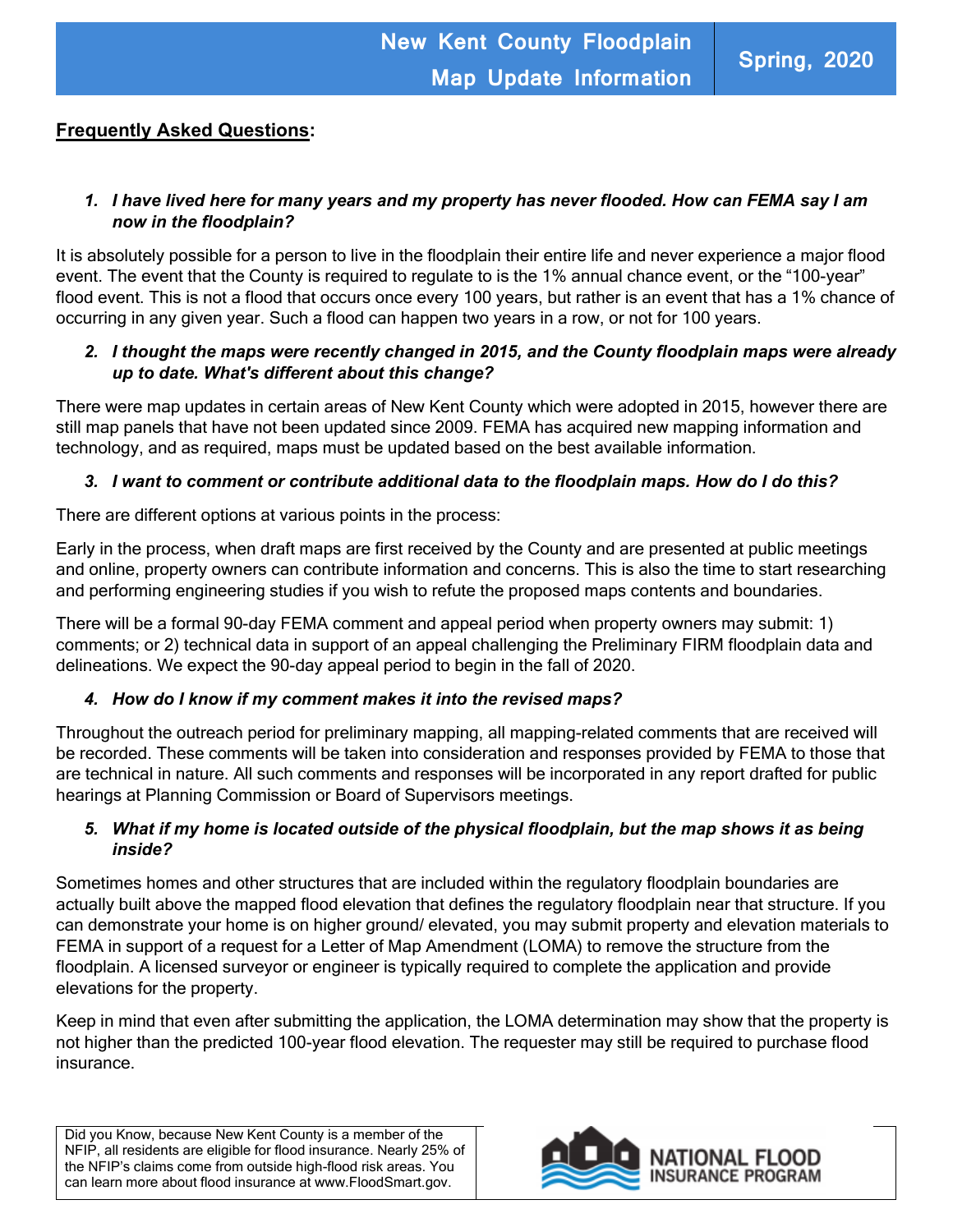# New Kent County Floodplain Map Update Information

**Spring, 2020**

## **Frequently Asked Questions:**

1. ***I have lived here for many years and my property has never flooded. How can FEMA say I am now in the floodplain?***

It is absolutely possible for a person to live in the floodplain their entire life and never experience a major flood event. The event that the County is required to regulate to is the 1% annual chance event, or the "100-year" flood event. This is not a flood that occurs once every 100 years, but rather is an event that has a 1% chance of occurring in any given year. Such a flood can happen two years in a row, or not for 100 years.

2. ***I thought the maps were recently changed in 2015, and the County floodplain maps were already up to date. What's different about this change?***

There were map updates in certain areas of New Kent County which were adopted in 2015, however there are still map panels that have not been updated since 2009. FEMA has acquired new mapping information and technology, and as required, maps must be updated based on the best available information.

3. ***I want to comment or contribute additional data to the floodplain maps. How do I do this?***

There are different options at various points in the process:

Early in the process, when draft maps are first received by the County and are presented at public meetings and online, property owners can contribute information and concerns. This is also the time to start researching and performing engineering studies if you wish to refute the proposed maps contents and boundaries.

There will be a formal 90-day FEMA comment and appeal period when property owners may submit: 1) comments; or 2) technical data in support of an appeal challenging the Preliminary FIRM floodplain data and delineations. We expect the 90-day appeal period to begin in the fall of 2020.

4. ***How do I know if my comment makes it into the revised maps?***

Throughout the outreach period for preliminary mapping, all mapping-related comments that are received will be recorded. These comments will be taken into consideration and responses provided by FEMA to those that are technical in nature. All such comments and responses will be incorporated in any report drafted for public hearings at Planning Commission or Board of Supervisors meetings.

5. ***What if my home is located outside of the physical floodplain, but the map shows it as being inside?***

Sometimes homes and other structures that are included within the regulatory floodplain boundaries are actually built above the mapped flood elevation that defines the regulatory floodplain near that structure. If you can demonstrate your home is on higher ground/ elevated, you may submit property and elevation materials to FEMA in support of a request for a Letter of Map Amendment (LOMA) to remove the structure from the floodplain. A licensed surveyor or engineer is typically required to complete the application and provide elevations for the property.

Keep in mind that even after submitting the application, the LOMA determination may show that the property is not higher than the predicted 100-year flood elevation. The requester may still be required to purchase flood insurance.

Did you Know, because New Kent County is a member of the NFIP, all residents are eligible for flood insurance. Nearly 25% of the NFIP's claims come from outside high-flood risk areas. You can learn more about flood insurance at www.FloodSmart.gov.

NATIONAL FLOOD INSURANCE PROGRAM